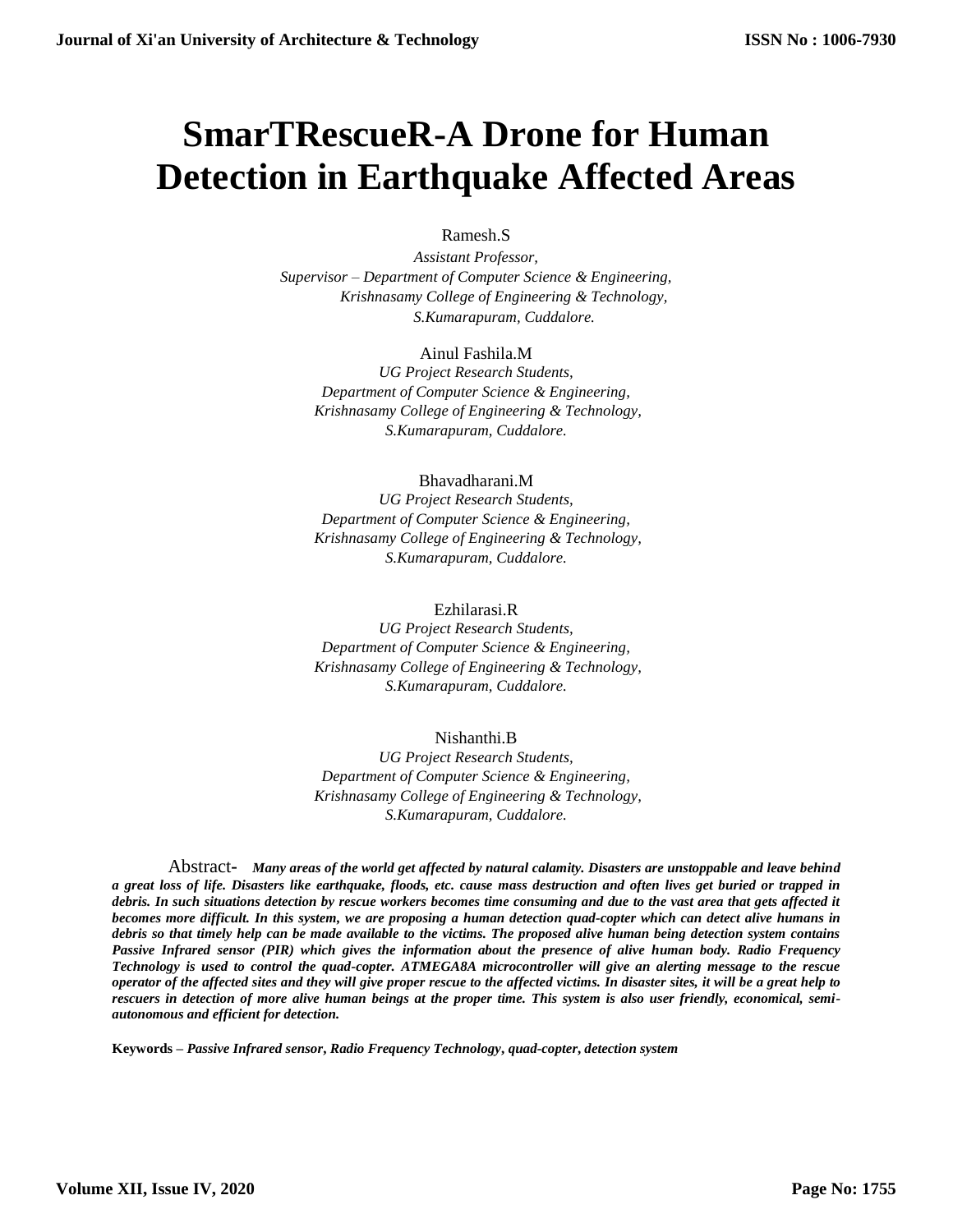# SmarTRescueR-A Drone for Human Detection in Earthquake Affected Areas

Ramesh.S
*Assistant Professor,*
*Supervisor – Department of Computer Science & Engineering,*
*Krishnasamy College of Engineering & Technology,*
*S.Kumarapuram, Cuddalore.*

Ainul Fashila.M
*UG Project Research Students,*
*Department of Computer Science & Engineering,*
*Krishnasamy College of Engineering & Technology,*
*S.Kumarapuram, Cuddalore.*

Bhavadharani.M
*UG Project Research Students,*
*Department of Computer Science & Engineering,*
*Krishnasamy College of Engineering & Technology,*
*S.Kumarapuram, Cuddalore.*

Ezhilarasi.R
*UG Project Research Students,*
*Department of Computer Science & Engineering,*
*Krishnasamy College of Engineering & Technology,*
*S.Kumarapuram, Cuddalore.*

Nishanthi.B
*UG Project Research Students,*
*Department of Computer Science & Engineering,*
*Krishnasamy College of Engineering & Technology,*
*S.Kumarapuram, Cuddalore.*

Abstract- ***Many areas of the world get affected by natural calamity. Disasters are unstoppable and leave behind a great loss of life. Disasters like earthquake, floods, etc. cause mass destruction and often lives get buried or trapped in debris. In such situations detection by rescue workers becomes time consuming and due to the vast area that gets affected it becomes more difficult. In this system, we are proposing a human detection quad-copter which can detect alive humans in debris so that timely help can be made available to the victims. The proposed alive human being detection system contains Passive Infrared sensor (PIR) which gives the information about the presence of alive human body. Radio Frequency Technology is used to control the quad-copter. ATMEGA8A microcontroller will give an alerting message to the rescue operator of the affected sites and they will give proper rescue to the affected victims. In disaster sites, it will be a great help to rescuers in detection of more alive human beings at the proper time. This system is also user friendly, economical, semi-autonomous and efficient for detection.***

**Keywords –** ***Passive Infrared sensor, Radio Frequency Technology, quad-copter, detection system***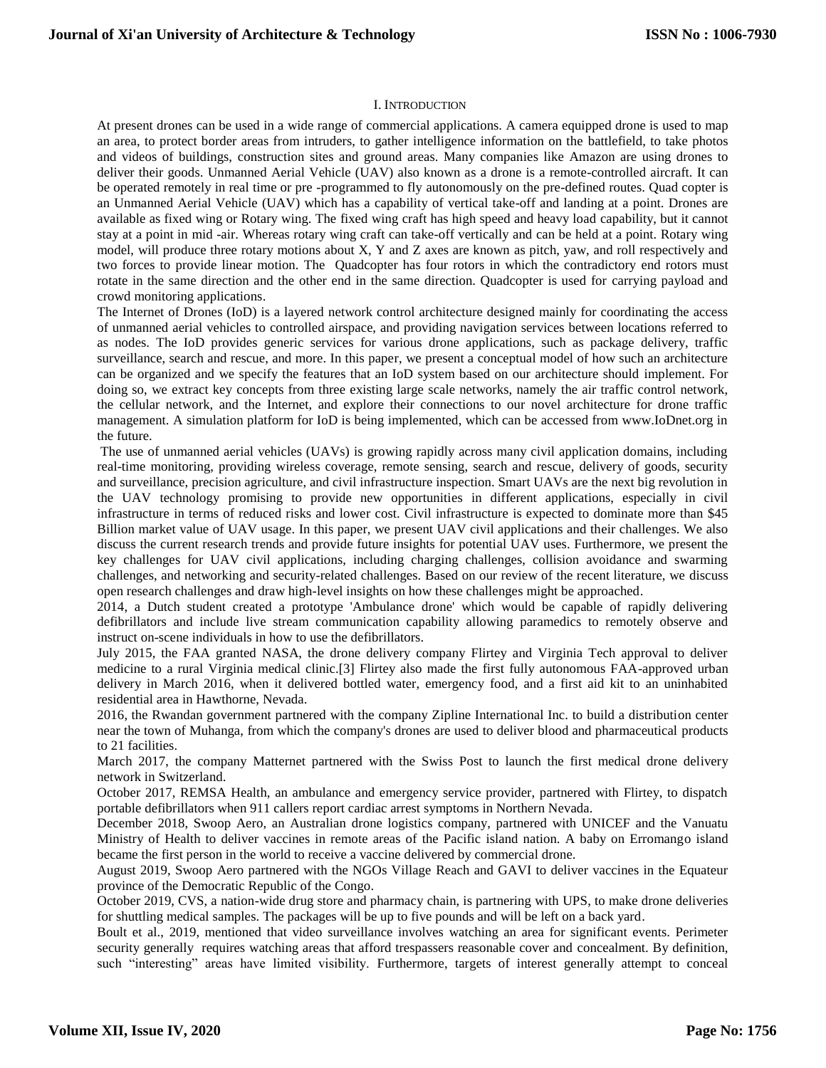## I. Introduction

At present drones can be used in a wide range of commercial applications. A camera equipped drone is used to map an area, to protect border areas from intruders, to gather intelligence information on the battlefield, to take photos and videos of buildings, construction sites and ground areas. Many companies like Amazon are using drones to deliver their goods. Unmanned Aerial Vehicle (UAV) also known as a drone is a remote-controlled aircraft. It can be operated remotely in real time or pre -programmed to fly autonomously on the pre-defined routes. Quad copter is an Unmanned Aerial Vehicle (UAV) which has a capability of vertical take-off and landing at a point. Drones are available as fixed wing or Rotary wing. The fixed wing craft has high speed and heavy load capability, but it cannot stay at a point in mid -air. Whereas rotary wing craft can take-off vertically and can be held at a point. Rotary wing model, will produce three rotary motions about X, Y and Z axes are known as pitch, yaw, and roll respectively and two forces to provide linear motion. The Quadcopter has four rotors in which the contradictory end rotors must rotate in the same direction and the other end in the same direction. Quadcopter is used for carrying payload and crowd monitoring applications.

The Internet of Drones (IoD) is a layered network control architecture designed mainly for coordinating the access of unmanned aerial vehicles to controlled airspace, and providing navigation services between locations referred to as nodes. The IoD provides generic services for various drone applications, such as package delivery, traffic surveillance, search and rescue, and more. In this paper, we present a conceptual model of how such an architecture can be organized and we specify the features that an IoD system based on our architecture should implement. For doing so, we extract key concepts from three existing large scale networks, namely the air traffic control network, the cellular network, and the Internet, and explore their connections to our novel architecture for drone traffic management. A simulation platform for IoD is being implemented, which can be accessed from www.IoDnet.org in the future.

The use of unmanned aerial vehicles (UAVs) is growing rapidly across many civil application domains, including real-time monitoring, providing wireless coverage, remote sensing, search and rescue, delivery of goods, security and surveillance, precision agriculture, and civil infrastructure inspection. Smart UAVs are the next big revolution in the UAV technology promising to provide new opportunities in different applications, especially in civil infrastructure in terms of reduced risks and lower cost. Civil infrastructure is expected to dominate more than $45 Billion market value of UAV usage. In this paper, we present UAV civil applications and their challenges. We also discuss the current research trends and provide future insights for potential UAV uses. Furthermore, we present the key challenges for UAV civil applications, including charging challenges, collision avoidance and swarming challenges, and networking and security-related challenges. Based on our review of the recent literature, we discuss open research challenges and draw high-level insights on how these challenges might be approached.

2014, a Dutch student created a prototype 'Ambulance drone' which would be capable of rapidly delivering defibrillators and include live stream communication capability allowing paramedics to remotely observe and instruct on-scene individuals in how to use the defibrillators.

July 2015, the FAA granted NASA, the drone delivery company Flirtey and Virginia Tech approval to deliver medicine to a rural Virginia medical clinic.[3] Flirtey also made the first fully autonomous FAA-approved urban delivery in March 2016, when it delivered bottled water, emergency food, and a first aid kit to an uninhabited residential area in Hawthorne, Nevada.

2016, the Rwandan government partnered with the company Zipline International Inc. to build a distribution center near the town of Muhanga, from which the company's drones are used to deliver blood and pharmaceutical products to 21 facilities.

March 2017, the company Matternet partnered with the Swiss Post to launch the first medical drone delivery network in Switzerland.

October 2017, REMSA Health, an ambulance and emergency service provider, partnered with Flirtey, to dispatch portable defibrillators when 911 callers report cardiac arrest symptoms in Northern Nevada.

December 2018, Swoop Aero, an Australian drone logistics company, partnered with UNICEF and the Vanuatu Ministry of Health to deliver vaccines in remote areas of the Pacific island nation. A baby on Erromango island became the first person in the world to receive a vaccine delivered by commercial drone.

August 2019, Swoop Aero partnered with the NGOs Village Reach and GAVI to deliver vaccines in the Equateur province of the Democratic Republic of the Congo.

October 2019, CVS, a nation-wide drug store and pharmacy chain, is partnering with UPS, to make drone deliveries for shuttling medical samples. The packages will be up to five pounds and will be left on a back yard.

Boult et al., 2019, mentioned that video surveillance involves watching an area for significant events. Perimeter security generally requires watching areas that afford trespassers reasonable cover and concealment. By definition, such "interesting" areas have limited visibility. Furthermore, targets of interest generally attempt to conceal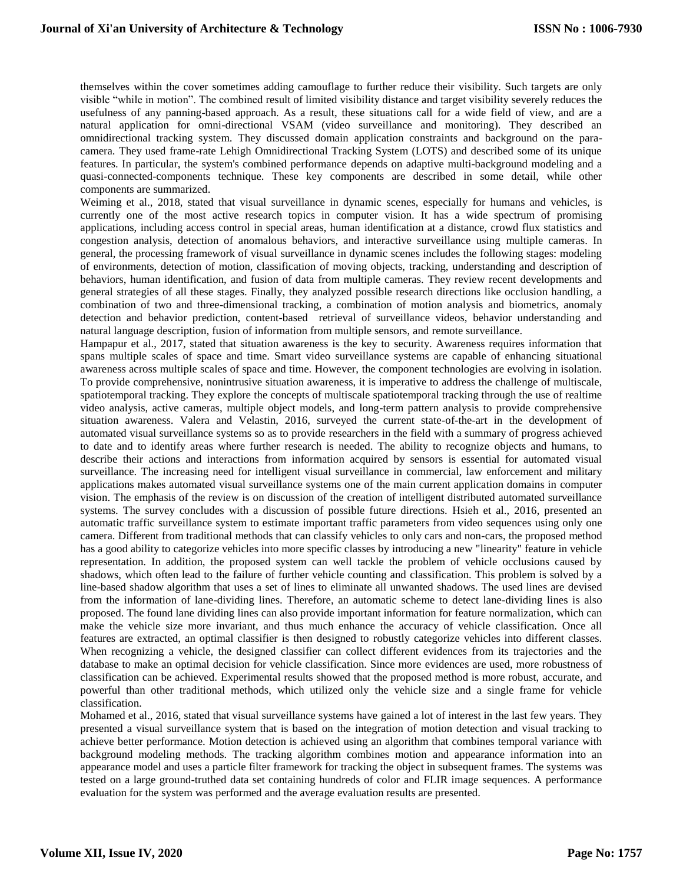themselves within the cover sometimes adding camouflage to further reduce their visibility. Such targets are only visible “while in motion”. The combined result of limited visibility distance and target visibility severely reduces the usefulness of any panning-based approach. As a result, these situations call for a wide field of view, and are a natural application for omni-directional VSAM (video surveillance and monitoring). They described an omnidirectional tracking system. They discussed domain application constraints and background on the para-camera. They used frame-rate Lehigh Omnidirectional Tracking System (LOTS) and described some of its unique features. In particular, the system's combined performance depends on adaptive multi-background modeling and a quasi-connected-components technique. These key components are described in some detail, while other components are summarized.

Weiming et al., 2018, stated that visual surveillance in dynamic scenes, especially for humans and vehicles, is currently one of the most active research topics in computer vision. It has a wide spectrum of promising applications, including access control in special areas, human identification at a distance, crowd flux statistics and congestion analysis, detection of anomalous behaviors, and interactive surveillance using multiple cameras. In general, the processing framework of visual surveillance in dynamic scenes includes the following stages: modeling of environments, detection of motion, classification of moving objects, tracking, understanding and description of behaviors, human identification, and fusion of data from multiple cameras. They review recent developments and general strategies of all these stages. Finally, they analyzed possible research directions like occlusion handling, a combination of two and three-dimensional tracking, a combination of motion analysis and biometrics, anomaly detection and behavior prediction, content-based retrieval of surveillance videos, behavior understanding and natural language description, fusion of information from multiple sensors, and remote surveillance.

Hampapur et al., 2017, stated that situation awareness is the key to security. Awareness requires information that spans multiple scales of space and time. Smart video surveillance systems are capable of enhancing situational awareness across multiple scales of space and time. However, the component technologies are evolving in isolation. To provide comprehensive, nonintrusive situation awareness, it is imperative to address the challenge of multiscale, spatiotemporal tracking. They explore the concepts of multiscale spatiotemporal tracking through the use of realtime video analysis, active cameras, multiple object models, and long-term pattern analysis to provide comprehensive situation awareness. Valera and Velastin, 2016, surveyed the current state-of-the-art in the development of automated visual surveillance systems so as to provide researchers in the field with a summary of progress achieved to date and to identify areas where further research is needed. The ability to recognize objects and humans, to describe their actions and interactions from information acquired by sensors is essential for automated visual surveillance. The increasing need for intelligent visual surveillance in commercial, law enforcement and military applications makes automated visual surveillance systems one of the main current application domains in computer vision. The emphasis of the review is on discussion of the creation of intelligent distributed automated surveillance systems. The survey concludes with a discussion of possible future directions. Hsieh et al., 2016, presented an automatic traffic surveillance system to estimate important traffic parameters from video sequences using only one camera. Different from traditional methods that can classify vehicles to only cars and non-cars, the proposed method has a good ability to categorize vehicles into more specific classes by introducing a new "linearity" feature in vehicle representation. In addition, the proposed system can well tackle the problem of vehicle occlusions caused by shadows, which often lead to the failure of further vehicle counting and classification. This problem is solved by a line-based shadow algorithm that uses a set of lines to eliminate all unwanted shadows. The used lines are devised from the information of lane-dividing lines. Therefore, an automatic scheme to detect lane-dividing lines is also proposed. The found lane dividing lines can also provide important information for feature normalization, which can make the vehicle size more invariant, and thus much enhance the accuracy of vehicle classification. Once all features are extracted, an optimal classifier is then designed to robustly categorize vehicles into different classes. When recognizing a vehicle, the designed classifier can collect different evidences from its trajectories and the database to make an optimal decision for vehicle classification. Since more evidences are used, more robustness of classification can be achieved. Experimental results showed that the proposed method is more robust, accurate, and powerful than other traditional methods, which utilized only the vehicle size and a single frame for vehicle classification.

Mohamed et al., 2016, stated that visual surveillance systems have gained a lot of interest in the last few years. They presented a visual surveillance system that is based on the integration of motion detection and visual tracking to achieve better performance. Motion detection is achieved using an algorithm that combines temporal variance with background modeling methods. The tracking algorithm combines motion and appearance information into an appearance model and uses a particle filter framework for tracking the object in subsequent frames. The systems was tested on a large ground-truthed data set containing hundreds of color and FLIR image sequences. A performance evaluation for the system was performed and the average evaluation results are presented.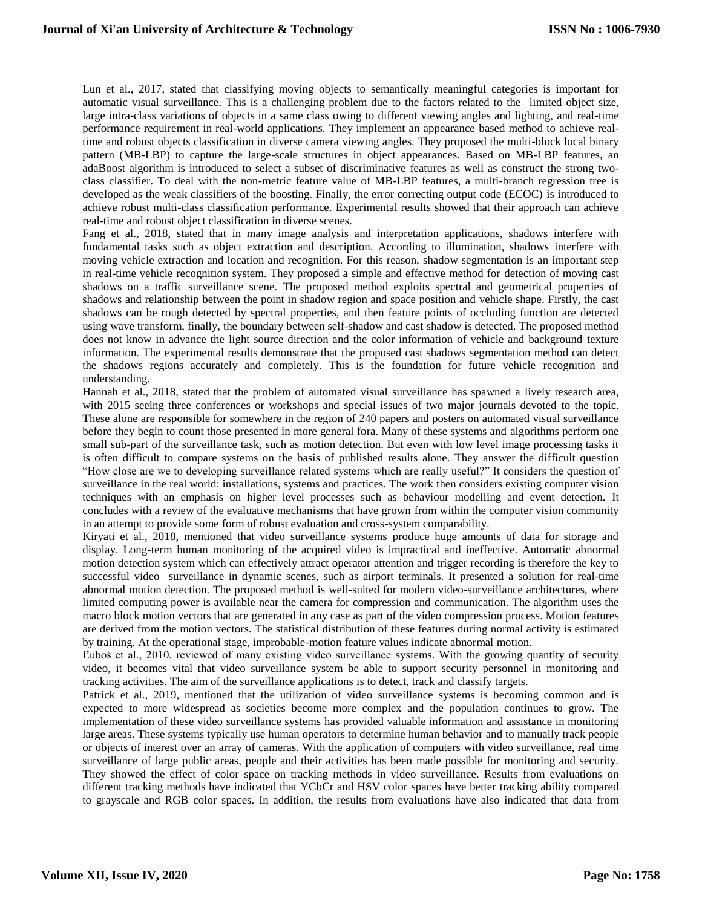Lun et al., 2017, stated that classifying moving objects to semantically meaningful categories is important for automatic visual surveillance. This is a challenging problem due to the factors related to the limited object size, large intra-class variations of objects in a same class owing to different viewing angles and lighting, and real-time performance requirement in real-world applications. They implement an appearance based method to achieve real-time and robust objects classification in diverse camera viewing angles. They proposed the multi-block local binary pattern (MB-LBP) to capture the large-scale structures in object appearances. Based on MB-LBP features, an adaBoost algorithm is introduced to select a subset of discriminative features as well as construct the strong two-class classifier. To deal with the non-metric feature value of MB-LBP features, a multi-branch regression tree is developed as the weak classifiers of the boosting. Finally, the error correcting output code (ECOC) is introduced to achieve robust multi-class classification performance. Experimental results showed that their approach can achieve real-time and robust object classification in diverse scenes.

Fang et al., 2018, stated that in many image analysis and interpretation applications, shadows interfere with fundamental tasks such as object extraction and description. According to illumination, shadows interfere with moving vehicle extraction and location and recognition. For this reason, shadow segmentation is an important step in real-time vehicle recognition system. They proposed a simple and effective method for detection of moving cast shadows on a traffic surveillance scene. The proposed method exploits spectral and geometrical properties of shadows and relationship between the point in shadow region and space position and vehicle shape. Firstly, the cast shadows can be rough detected by spectral properties, and then feature points of occluding function are detected using wave transform, finally, the boundary between self-shadow and cast shadow is detected. The proposed method does not know in advance the light source direction and the color information of vehicle and background texture information. The experimental results demonstrate that the proposed cast shadows segmentation method can detect the shadows regions accurately and completely. This is the foundation for future vehicle recognition and understanding.

Hannah et al., 2018, stated that the problem of automated visual surveillance has spawned a lively research area, with 2015 seeing three conferences or workshops and special issues of two major journals devoted to the topic. These alone are responsible for somewhere in the region of 240 papers and posters on automated visual surveillance before they begin to count those presented in more general fora. Many of these systems and algorithms perform one small sub-part of the surveillance task, such as motion detection. But even with low level image processing tasks it is often difficult to compare systems on the basis of published results alone. They answer the difficult question "How close are we to developing surveillance related systems which are really useful?" It considers the question of surveillance in the real world: installations, systems and practices. The work then considers existing computer vision techniques with an emphasis on higher level processes such as behaviour modelling and event detection. It concludes with a review of the evaluative mechanisms that have grown from within the computer vision community in an attempt to provide some form of robust evaluation and cross-system comparability.

Kiryati et al., 2018, mentioned that video surveillance systems produce huge amounts of data for storage and display. Long-term human monitoring of the acquired video is impractical and ineffective. Automatic abnormal motion detection system which can effectively attract operator attention and trigger recording is therefore the key to successful video surveillance in dynamic scenes, such as airport terminals. It presented a solution for real-time abnormal motion detection. The proposed method is well-suited for modern video-surveillance architectures, where limited computing power is available near the camera for compression and communication. The algorithm uses the macro block motion vectors that are generated in any case as part of the video compression process. Motion features are derived from the motion vectors. The statistical distribution of these features during normal activity is estimated by training. At the operational stage, improbable-motion feature values indicate abnormal motion.

Ľuboš et al., 2010, reviewed of many existing video surveillance systems. With the growing quantity of security video, it becomes vital that video surveillance system be able to support security personnel in monitoring and tracking activities. The aim of the surveillance applications is to detect, track and classify targets.

Patrick et al., 2019, mentioned that the utilization of video surveillance systems is becoming common and is expected to more widespread as societies become more complex and the population continues to grow. The implementation of these video surveillance systems has provided valuable information and assistance in monitoring large areas. These systems typically use human operators to determine human behavior and to manually track people or objects of interest over an array of cameras. With the application of computers with video surveillance, real time surveillance of large public areas, people and their activities has been made possible for monitoring and security. They showed the effect of color space on tracking methods in video surveillance. Results from evaluations on different tracking methods have indicated that YCbCr and HSV color spaces have better tracking ability compared to grayscale and RGB color spaces. In addition, the results from evaluations have also indicated that data from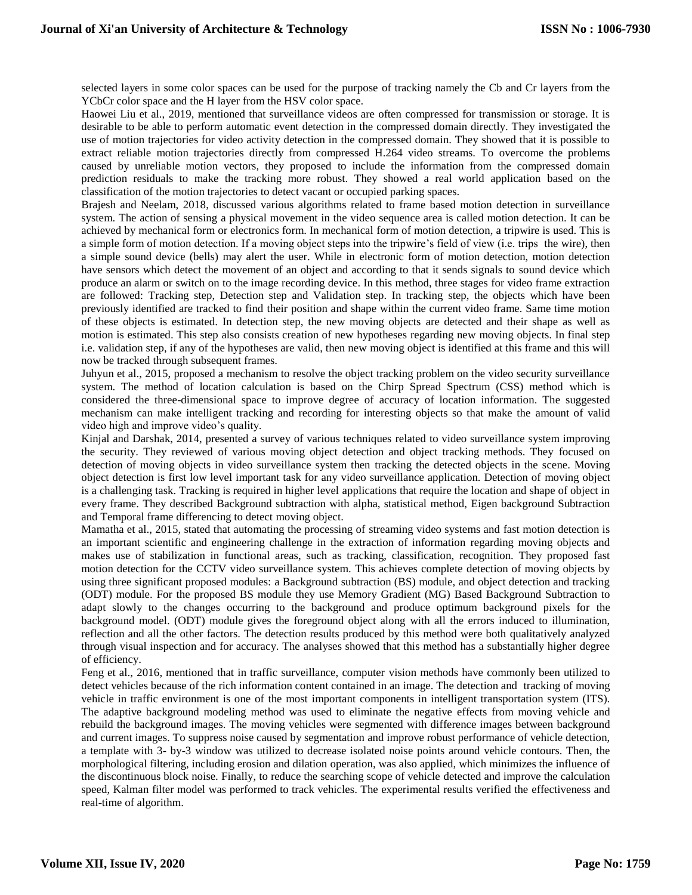selected layers in some color spaces can be used for the purpose of tracking namely the Cb and Cr layers from the YCbCr color space and the H layer from the HSV color space.

Haowei Liu et al., 2019, mentioned that surveillance videos are often compressed for transmission or storage. It is desirable to be able to perform automatic event detection in the compressed domain directly. They investigated the use of motion trajectories for video activity detection in the compressed domain. They showed that it is possible to extract reliable motion trajectories directly from compressed H.264 video streams. To overcome the problems caused by unreliable motion vectors, they proposed to include the information from the compressed domain prediction residuals to make the tracking more robust. They showed a real world application based on the classification of the motion trajectories to detect vacant or occupied parking spaces.

Brajesh and Neelam, 2018, discussed various algorithms related to frame based motion detection in surveillance system. The action of sensing a physical movement in the video sequence area is called motion detection. It can be achieved by mechanical form or electronics form. In mechanical form of motion detection, a tripwire is used. This is a simple form of motion detection. If a moving object steps into the tripwire's field of view (i.e. trips the wire), then a simple sound device (bells) may alert the user. While in electronic form of motion detection, motion detection have sensors which detect the movement of an object and according to that it sends signals to sound device which produce an alarm or switch on to the image recording device. In this method, three stages for video frame extraction are followed: Tracking step, Detection step and Validation step. In tracking step, the objects which have been previously identified are tracked to find their position and shape within the current video frame. Same time motion of these objects is estimated. In detection step, the new moving objects are detected and their shape as well as motion is estimated. This step also consists creation of new hypotheses regarding new moving objects. In final step i.e. validation step, if any of the hypotheses are valid, then new moving object is identified at this frame and this will now be tracked through subsequent frames.

Juhyun et al., 2015, proposed a mechanism to resolve the object tracking problem on the video security surveillance system. The method of location calculation is based on the Chirp Spread Spectrum (CSS) method which is considered the three-dimensional space to improve degree of accuracy of location information. The suggested mechanism can make intelligent tracking and recording for interesting objects so that make the amount of valid video high and improve video's quality.

Kinjal and Darshak, 2014, presented a survey of various techniques related to video surveillance system improving the security. They reviewed of various moving object detection and object tracking methods. They focused on detection of moving objects in video surveillance system then tracking the detected objects in the scene. Moving object detection is first low level important task for any video surveillance application. Detection of moving object is a challenging task. Tracking is required in higher level applications that require the location and shape of object in every frame. They described Background subtraction with alpha, statistical method, Eigen background Subtraction and Temporal frame differencing to detect moving object.

Mamatha et al., 2015, stated that automating the processing of streaming video systems and fast motion detection is an important scientific and engineering challenge in the extraction of information regarding moving objects and makes use of stabilization in functional areas, such as tracking, classification, recognition. They proposed fast motion detection for the CCTV video surveillance system. This achieves complete detection of moving objects by using three significant proposed modules: a Background subtraction (BS) module, and object detection and tracking (ODT) module. For the proposed BS module they use Memory Gradient (MG) Based Background Subtraction to adapt slowly to the changes occurring to the background and produce optimum background pixels for the background model. (ODT) module gives the foreground object along with all the errors induced to illumination, reflection and all the other factors. The detection results produced by this method were both qualitatively analyzed through visual inspection and for accuracy. The analyses showed that this method has a substantially higher degree of efficiency.

Feng et al., 2016, mentioned that in traffic surveillance, computer vision methods have commonly been utilized to detect vehicles because of the rich information content contained in an image. The detection and tracking of moving vehicle in traffic environment is one of the most important components in intelligent transportation system (ITS). The adaptive background modeling method was used to eliminate the negative effects from moving vehicle and rebuild the background images. The moving vehicles were segmented with difference images between background and current images. To suppress noise caused by segmentation and improve robust performance of vehicle detection, a template with 3- by-3 window was utilized to decrease isolated noise points around vehicle contours. Then, the morphological filtering, including erosion and dilation operation, was also applied, which minimizes the influence of the discontinuous block noise. Finally, to reduce the searching scope of vehicle detected and improve the calculation speed, Kalman filter model was performed to track vehicles. The experimental results verified the effectiveness and real-time of algorithm.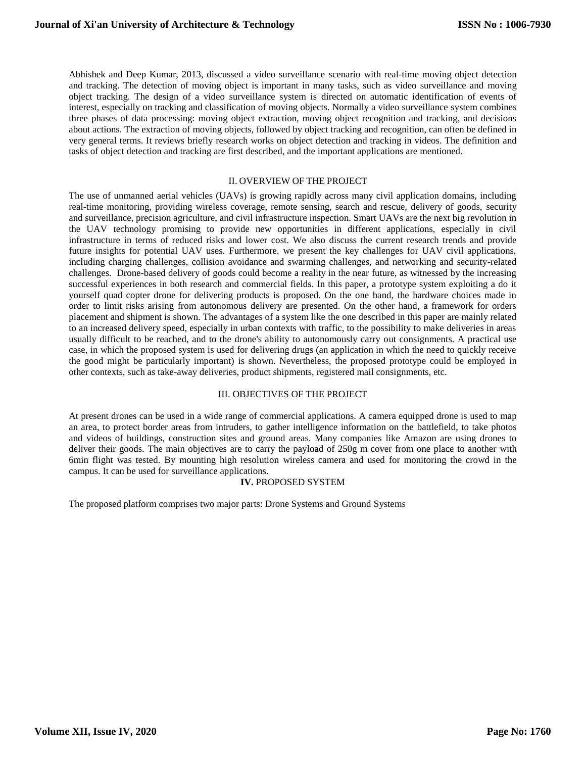Abhishek and Deep Kumar, 2013, discussed a video surveillance scenario with real-time moving object detection and tracking. The detection of moving object is important in many tasks, such as video surveillance and moving object tracking. The design of a video surveillance system is directed on automatic identification of events of interest, especially on tracking and classification of moving objects. Normally a video surveillance system combines three phases of data processing: moving object extraction, moving object recognition and tracking, and decisions about actions. The extraction of moving objects, followed by object tracking and recognition, can often be defined in very general terms. It reviews briefly research works on object detection and tracking in videos. The definition and tasks of object detection and tracking are first described, and the important applications are mentioned.

## II. OVERVIEW OF THE PROJECT

The use of unmanned aerial vehicles (UAVs) is growing rapidly across many civil application domains, including real-time monitoring, providing wireless coverage, remote sensing, search and rescue, delivery of goods, security and surveillance, precision agriculture, and civil infrastructure inspection. Smart UAVs are the next big revolution in the UAV technology promising to provide new opportunities in different applications, especially in civil infrastructure in terms of reduced risks and lower cost. We also discuss the current research trends and provide future insights for potential UAV uses. Furthermore, we present the key challenges for UAV civil applications, including charging challenges, collision avoidance and swarming challenges, and networking and security-related challenges. Drone-based delivery of goods could become a reality in the near future, as witnessed by the increasing successful experiences in both research and commercial fields. In this paper, a prototype system exploiting a do it yourself quad copter drone for delivering products is proposed. On the one hand, the hardware choices made in order to limit risks arising from autonomous delivery are presented. On the other hand, a framework for orders placement and shipment is shown. The advantages of a system like the one described in this paper are mainly related to an increased delivery speed, especially in urban contexts with traffic, to the possibility to make deliveries in areas usually difficult to be reached, and to the drone's ability to autonomously carry out consignments. A practical use case, in which the proposed system is used for delivering drugs (an application in which the need to quickly receive the good might be particularly important) is shown. Nevertheless, the proposed prototype could be employed in other contexts, such as take-away deliveries, product shipments, registered mail consignments, etc.

## III. OBJECTIVES OF THE PROJECT

At present drones can be used in a wide range of commercial applications. A camera equipped drone is used to map an area, to protect border areas from intruders, to gather intelligence information on the battlefield, to take photos and videos of buildings, construction sites and ground areas. Many companies like Amazon are using drones to deliver their goods. The main objectives are to carry the payload of 250g m cover from one place to another with 6min flight was tested. By mounting high resolution wireless camera and used for monitoring the crowd in the campus. It can be used for surveillance applications.

## **IV.** PROPOSED SYSTEM

The proposed platform comprises two major parts: Drone Systems and Ground Systems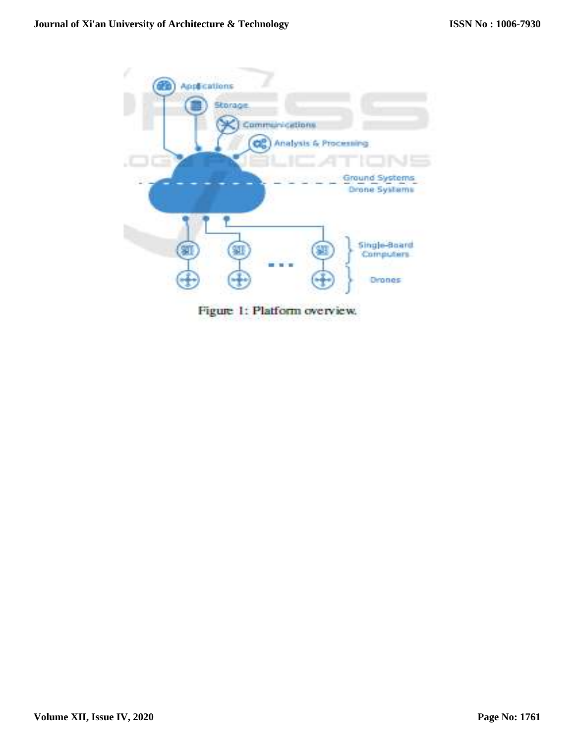Figure 1: Platform overview.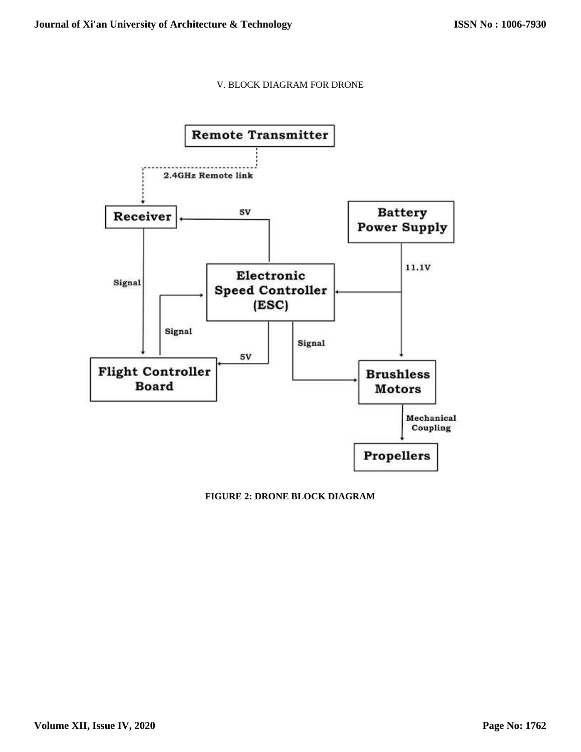## V. BLOCK DIAGRAM FOR DRONE

Remote Transmitter

2.4GHz Remote link

Receiver

5V

Battery Power Supply

Signal

Electronic Speed Controller (ESC)

11.1V

Signal

Signal

5V

Flight Controller Board

Brushless Motors

Mechanical Coupling

Propellers

**FIGURE 2: DRONE BLOCK DIAGRAM**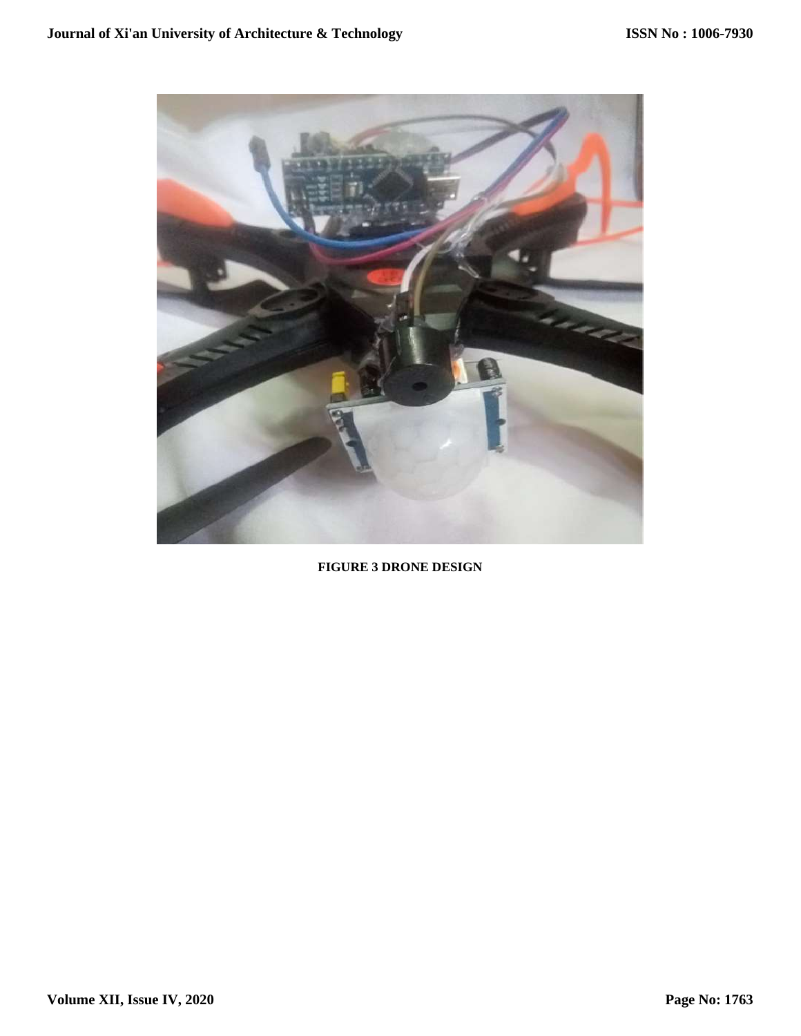**FIGURE 3 DRONE DESIGN**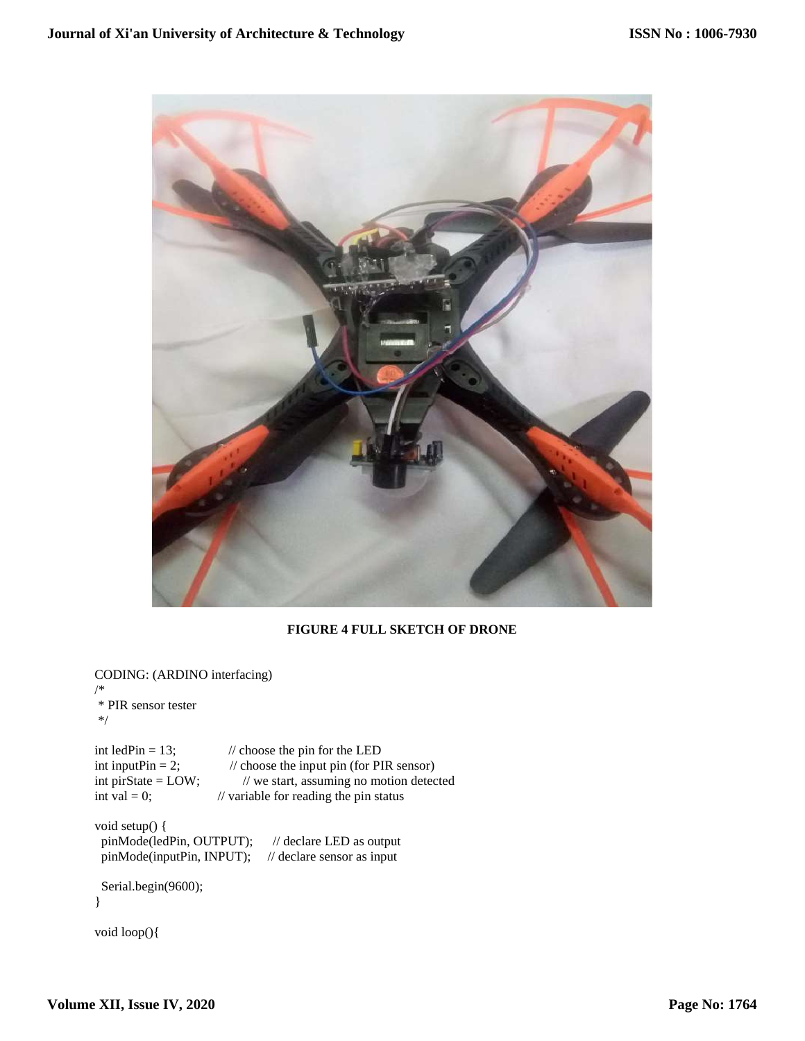FIGURE 4 FULL SKETCH OF DRONE

CODING: (ARDINO interfacing)

```
/*
 * PIR sensor tester
 */

int ledPin = 13;             // choose the pin for the LED
int inputPin = 2;            // choose the input pin (for PIR sensor)
int pirState = LOW;          // we start, assuming no motion detected
int val = 0;                 // variable for reading the pin status

void setup() {
  pinMode(ledPin, OUTPUT);     // declare LED as output
  pinMode(inputPin, INPUT);    // declare sensor as input

  Serial.begin(9600);
}

void loop(){
```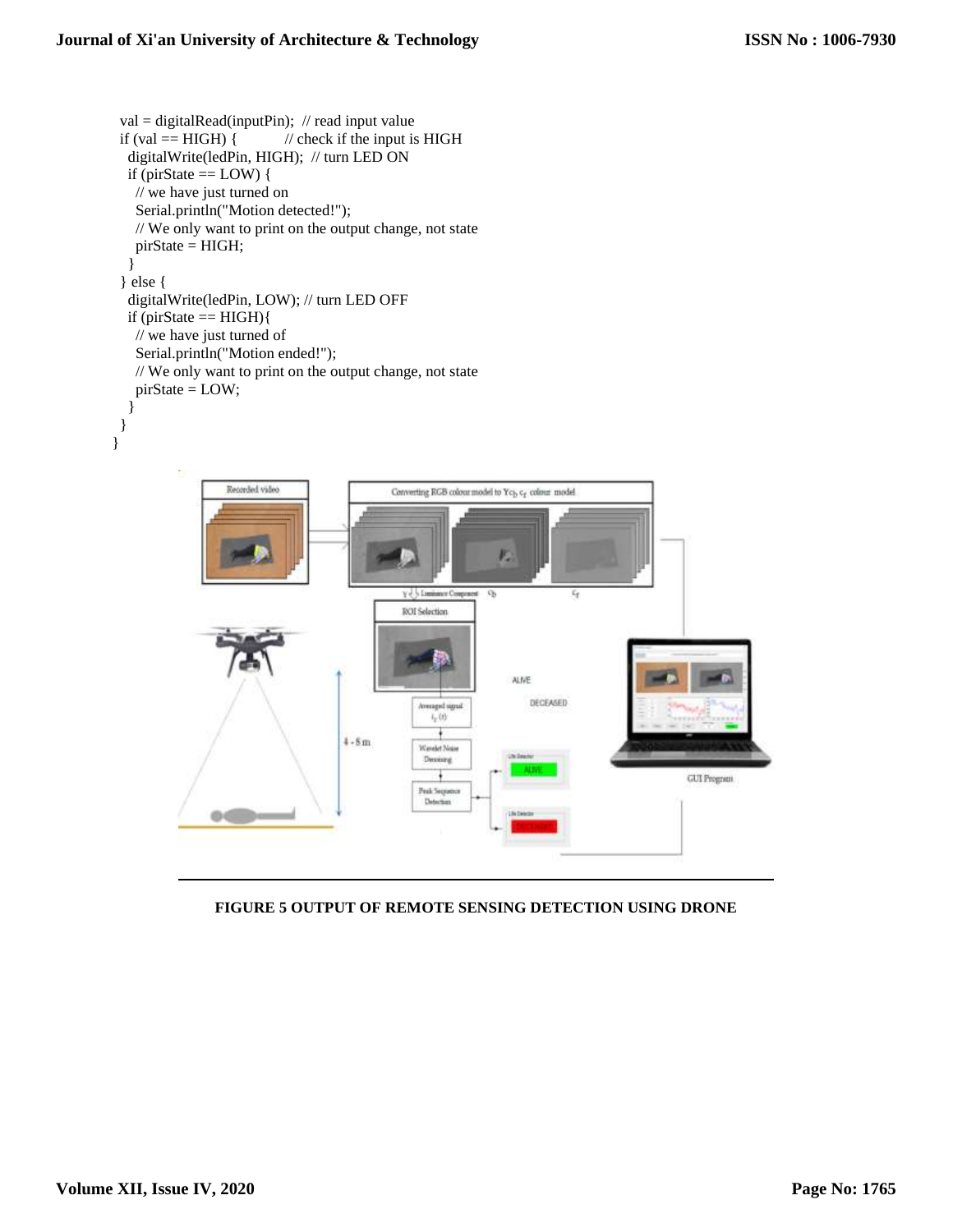```
  val = digitalRead(inputPin);  // read input value
  if (val == HIGH) {            // check if the input is HIGH
    digitalWrite(ledPin, HIGH);  // turn LED ON
    if (pirState == LOW) {
      // we have just turned on
      Serial.println("Motion detected!");
      // We only want to print on the output change, not state
      pirState = HIGH;
    }
  } else {
    digitalWrite(ledPin, LOW); // turn LED OFF
    if (pirState == HIGH){
      // we have just turned of
      Serial.println("Motion ended!");
      // We only want to print on the output change, not state
      pirState = LOW;
    }
  }
}
```

**FIGURE 5 OUTPUT OF REMOTE SENSING DETECTION USING DRONE**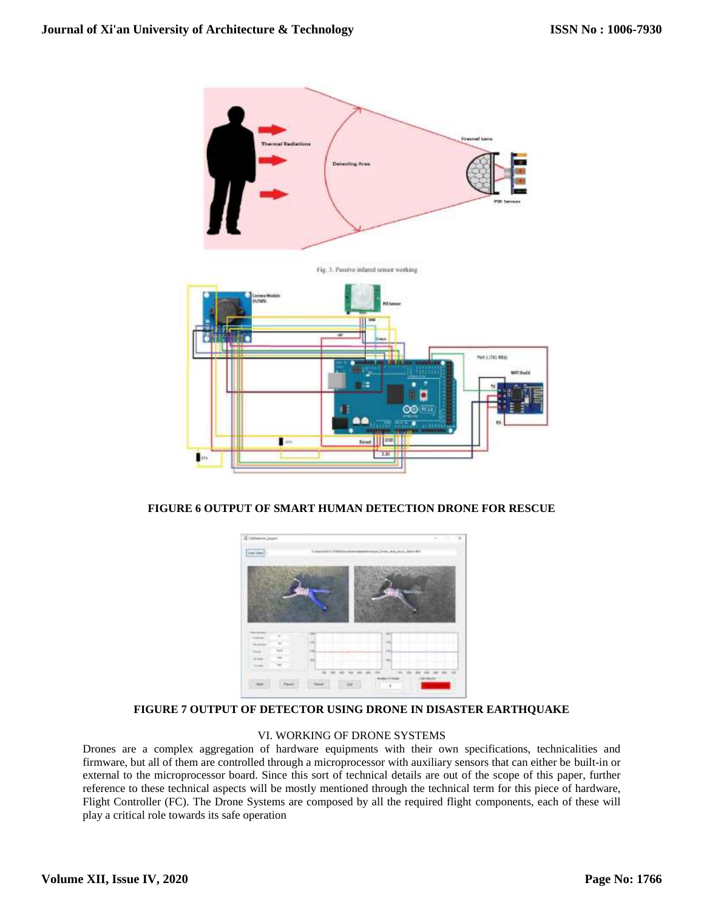Fig. 3. Passive infared sensor working

**FIGURE 6 OUTPUT OF SMART HUMAN DETECTION DRONE FOR RESCUE**

**FIGURE 7 OUTPUT OF DETECTOR USING DRONE IN DISASTER EARTHQUAKE**

## VI. WORKING OF DRONE SYSTEMS

Drones are a complex aggregation of hardware equipments with their own specifications, technicalities and firmware, but all of them are controlled through a microprocessor with auxiliary sensors that can either be built-in or external to the microprocessor board. Since this sort of technical details are out of the scope of this paper, further reference to these technical aspects will be mostly mentioned through the technical term for this piece of hardware, Flight Controller (FC). The Drone Systems are composed by all the required flight components, each of these will play a critical role towards its safe operation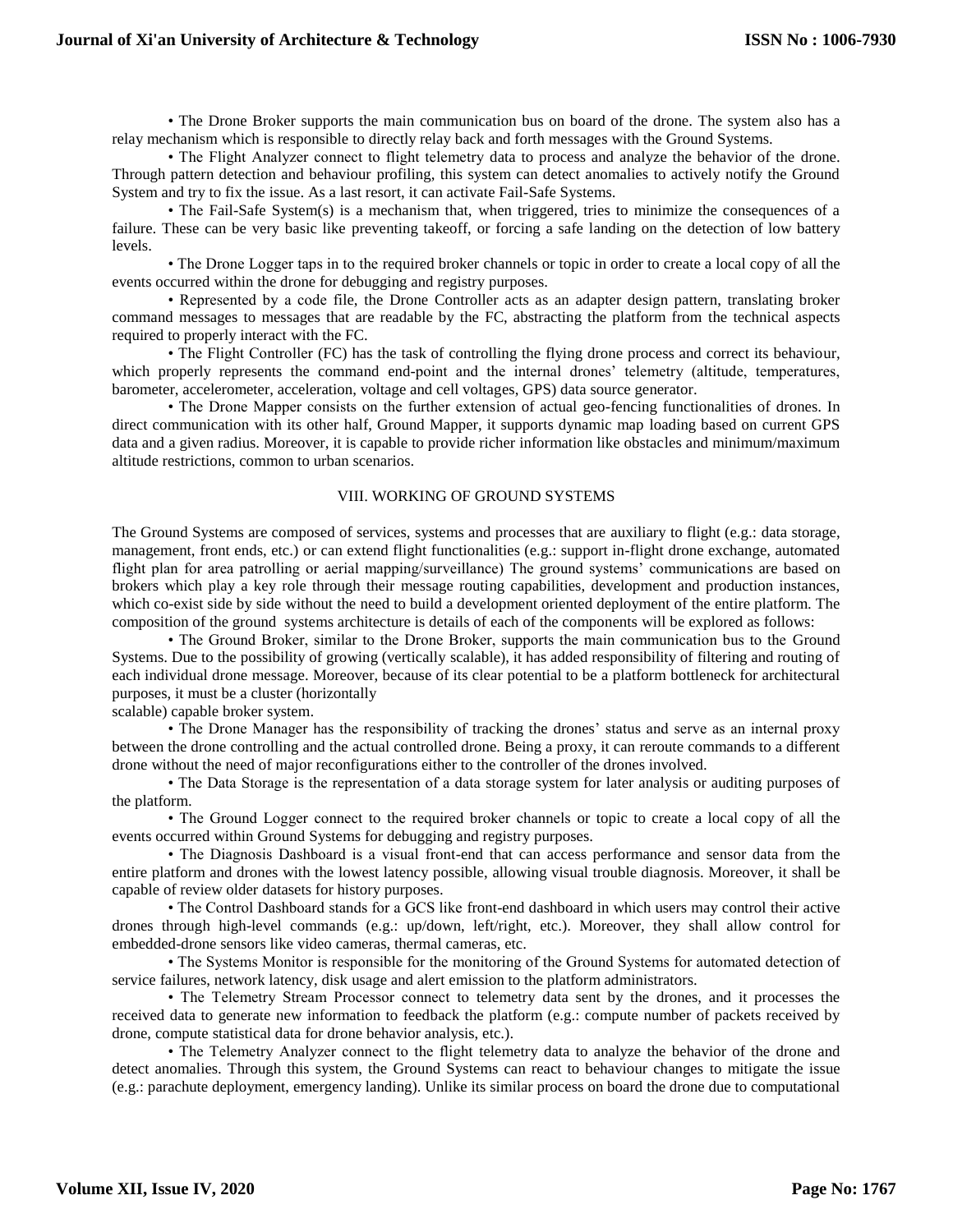• The Drone Broker supports the main communication bus on board of the drone. The system also has a relay mechanism which is responsible to directly relay back and forth messages with the Ground Systems.

• The Flight Analyzer connect to flight telemetry data to process and analyze the behavior of the drone. Through pattern detection and behaviour profiling, this system can detect anomalies to actively notify the Ground System and try to fix the issue. As a last resort, it can activate Fail-Safe Systems.

• The Fail-Safe System(s) is a mechanism that, when triggered, tries to minimize the consequences of a failure. These can be very basic like preventing takeoff, or forcing a safe landing on the detection of low battery levels.

• The Drone Logger taps in to the required broker channels or topic in order to create a local copy of all the events occurred within the drone for debugging and registry purposes.

• Represented by a code file, the Drone Controller acts as an adapter design pattern, translating broker command messages to messages that are readable by the FC, abstracting the platform from the technical aspects required to properly interact with the FC.

• The Flight Controller (FC) has the task of controlling the flying drone process and correct its behaviour, which properly represents the command end-point and the internal drones' telemetry (altitude, temperatures, barometer, accelerometer, acceleration, voltage and cell voltages, GPS) data source generator.

• The Drone Mapper consists on the further extension of actual geo-fencing functionalities of drones. In direct communication with its other half, Ground Mapper, it supports dynamic map loading based on current GPS data and a given radius. Moreover, it is capable to provide richer information like obstacles and minimum/maximum altitude restrictions, common to urban scenarios.

## VIII. WORKING OF GROUND SYSTEMS

The Ground Systems are composed of services, systems and processes that are auxiliary to flight (e.g.: data storage, management, front ends, etc.) or can extend flight functionalities (e.g.: support in-flight drone exchange, automated flight plan for area patrolling or aerial mapping/surveillance) The ground systems' communications are based on brokers which play a key role through their message routing capabilities, development and production instances, which co-exist side by side without the need to build a development oriented deployment of the entire platform. The composition of the ground systems architecture is details of each of the components will be explored as follows:

• The Ground Broker, similar to the Drone Broker, supports the main communication bus to the Ground Systems. Due to the possibility of growing (vertically scalable), it has added responsibility of filtering and routing of each individual drone message. Moreover, because of its clear potential to be a platform bottleneck for architectural purposes, it must be a cluster (horizontally scalable) capable broker system.

• The Drone Manager has the responsibility of tracking the drones' status and serve as an internal proxy between the drone controlling and the actual controlled drone. Being a proxy, it can reroute commands to a different drone without the need of major reconfigurations either to the controller of the drones involved.

• The Data Storage is the representation of a data storage system for later analysis or auditing purposes of the platform.

• The Ground Logger connect to the required broker channels or topic to create a local copy of all the events occurred within Ground Systems for debugging and registry purposes.

• The Diagnosis Dashboard is a visual front-end that can access performance and sensor data from the entire platform and drones with the lowest latency possible, allowing visual trouble diagnosis. Moreover, it shall be capable of review older datasets for history purposes.

• The Control Dashboard stands for a GCS like front-end dashboard in which users may control their active drones through high-level commands (e.g.: up/down, left/right, etc.). Moreover, they shall allow control for embedded-drone sensors like video cameras, thermal cameras, etc.

• The Systems Monitor is responsible for the monitoring of the Ground Systems for automated detection of service failures, network latency, disk usage and alert emission to the platform administrators.

• The Telemetry Stream Processor connect to telemetry data sent by the drones, and it processes the received data to generate new information to feedback the platform (e.g.: compute number of packets received by drone, compute statistical data for drone behavior analysis, etc.).

• The Telemetry Analyzer connect to the flight telemetry data to analyze the behavior of the drone and detect anomalies. Through this system, the Ground Systems can react to behaviour changes to mitigate the issue (e.g.: parachute deployment, emergency landing). Unlike its similar process on board the drone due to computational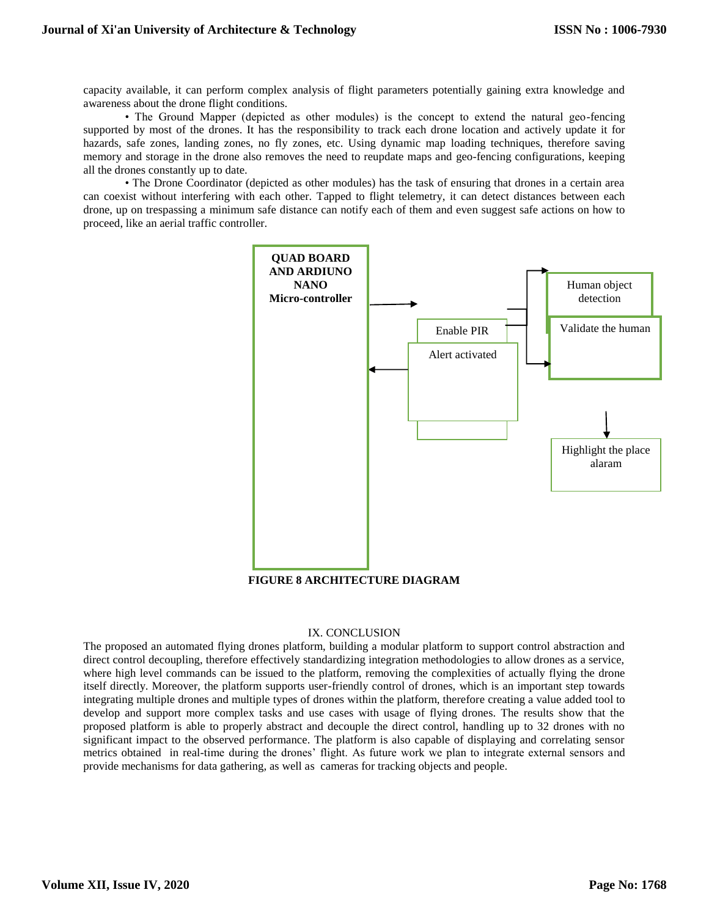capacity available, it can perform complex analysis of flight parameters potentially gaining extra knowledge and awareness about the drone flight conditions.

• The Ground Mapper (depicted as other modules) is the concept to extend the natural geo-fencing supported by most of the drones. It has the responsibility to track each drone location and actively update it for hazards, safe zones, landing zones, no fly zones, etc. Using dynamic map loading techniques, therefore saving memory and storage in the drone also removes the need to reupdate maps and geo-fencing configurations, keeping all the drones constantly up to date.

• The Drone Coordinator (depicted as other modules) has the task of ensuring that drones in a certain area can coexist without interfering with each other. Tapped to flight telemetry, it can detect distances between each drone, up on trespassing a minimum safe distance can notify each of them and even suggest safe actions on how to proceed, like an aerial traffic controller.

**QUAD BOARD AND ARDIUNO NANO Micro-controller**

Enable PIR

Alert activated

Human object detection

Validate the human

Highlight the place alaram

**FIGURE 8 ARCHITECTURE DIAGRAM**

## IX. CONCLUSION

The proposed an automated flying drones platform, building a modular platform to support control abstraction and direct control decoupling, therefore effectively standardizing integration methodologies to allow drones as a service, where high level commands can be issued to the platform, removing the complexities of actually flying the drone itself directly. Moreover, the platform supports user-friendly control of drones, which is an important step towards integrating multiple drones and multiple types of drones within the platform, therefore creating a value added tool to develop and support more complex tasks and use cases with usage of flying drones. The results show that the proposed platform is able to properly abstract and decouple the direct control, handling up to 32 drones with no significant impact to the observed performance. The platform is also capable of displaying and correlating sensor metrics obtained in real-time during the drones' flight. As future work we plan to integrate external sensors and provide mechanisms for data gathering, as well as cameras for tracking objects and people.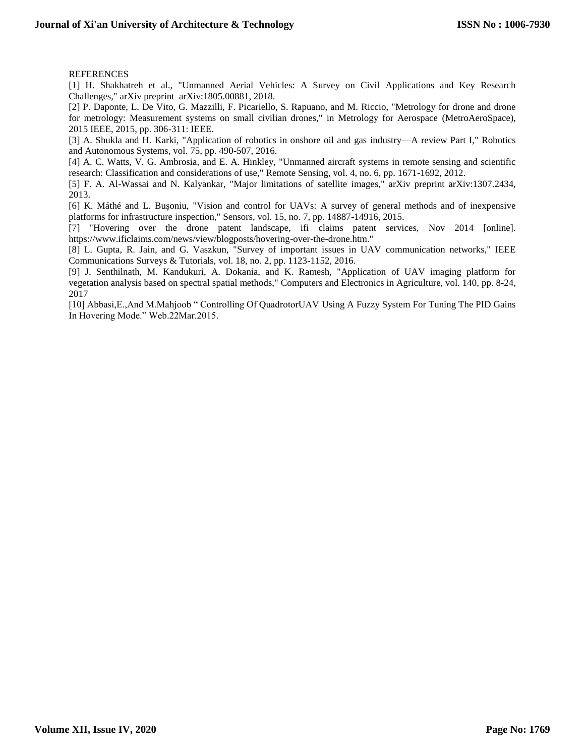REFERENCES

[1] H. Shakhatreh et al., "Unmanned Aerial Vehicles: A Survey on Civil Applications and Key Research Challenges," arXiv preprint arXiv:1805.00881, 2018.

[2] P. Daponte, L. De Vito, G. Mazzilli, F. Picariello, S. Rapuano, and M. Riccio, "Metrology for drone and drone for metrology: Measurement systems on small civilian drones," in Metrology for Aerospace (MetroAeroSpace), 2015 IEEE, 2015, pp. 306-311: IEEE.

[3] A. Shukla and H. Karki, "Application of robotics in onshore oil and gas industry—A review Part I," Robotics and Autonomous Systems, vol. 75, pp. 490-507, 2016.

[4] A. C. Watts, V. G. Ambrosia, and E. A. Hinkley, "Unmanned aircraft systems in remote sensing and scientific research: Classification and considerations of use," Remote Sensing, vol. 4, no. 6, pp. 1671-1692, 2012.

[5] F. A. Al-Wassai and N. Kalyankar, "Major limitations of satellite images," arXiv preprint arXiv:1307.2434, 2013.

[6] K. Máthé and L. Buşoniu, "Vision and control for UAVs: A survey of general methods and of inexpensive platforms for infrastructure inspection," Sensors, vol. 15, no. 7, pp. 14887-14916, 2015.

[7] "Hovering over the drone patent landscape, ifi claims patent services, Nov 2014 [online]. https://www.ificlaims.com/news/view/blogposts/hovering-over-the-drone.htm."

[8] L. Gupta, R. Jain, and G. Vaszkun, "Survey of important issues in UAV communication networks," IEEE Communications Surveys & Tutorials, vol. 18, no. 2, pp. 1123-1152, 2016.

[9] J. Senthilnath, M. Kandukuri, A. Dokania, and K. Ramesh, "Application of UAV imaging platform for vegetation analysis based on spectral spatial methods," Computers and Electronics in Agriculture, vol. 140, pp. 8-24, 2017

[10] Abbasi,E.,And M.Mahjoob " Controlling Of QuadrotorUAV Using A Fuzzy System For Tuning The PID Gains In Hovering Mode." Web.22Mar.2015.